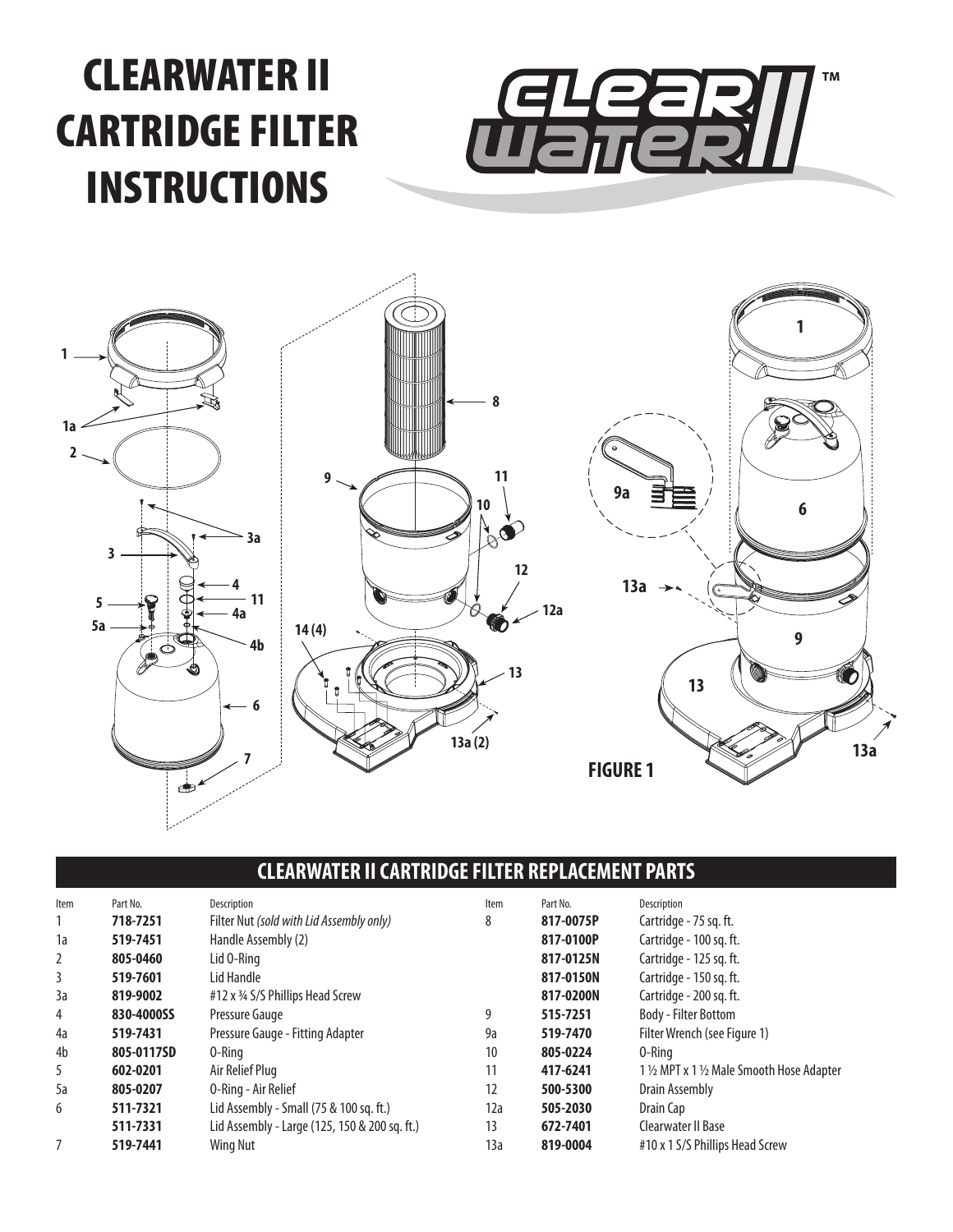# CLEARWATER II CARTRIDGE FILTER INSTRUCTIONS

FIGURE 1

## CLEARWATER II CARTRIDGE FILTER REPLACEMENT PARTS

| Item | Part No. | Description |
|---|---|---|
| 1 | **718-7251** | Filter Nut *(sold with Lid Assembly only)* |
| 1a | **519-7451** | Handle Assembly (2) |
| 2 | **805-0460** | Lid O-Ring |
| 3 | **519-7601** | Lid Handle |
| 3a | **819-9002** | #12 x ¾ S/S Phillips Head Screw |
| 4 | **830-4000SS** | Pressure Gauge |
| 4a | **519-7431** | Pressure Gauge - Fitting Adapter |
| 4b | **805-0117SD** | O-Ring |
| 5 | **602-0201** | Air Relief Plug |
| 5a | **805-0207** | O-Ring - Air Relief |
| 6 | **511-7321** | Lid Assembly - Small (75 & 100 sq. ft.) |
| | **511-7331** | Lid Assembly - Large (125, 150 & 200 sq. ft.) |
| 7 | **519-7441** | Wing Nut |
| 8 | **817-0075P** | Cartridge - 75 sq. ft. |
| | **817-0100P** | Cartridge - 100 sq. ft. |
| | **817-0125N** | Cartridge - 125 sq. ft. |
| | **817-0150N** | Cartridge - 150 sq. ft. |
| | **817-0200N** | Cartridge - 200 sq. ft. |
| 9 | **515-7251** | Body - Filter Bottom |
| 9a | **519-7470** | Filter Wrench (see Figure 1) |
| 10 | **805-0224** | O-Ring |
| 11 | **417-6241** | 1 ½ MPT x 1 ½ Male Smooth Hose Adapter |
| 12 | **500-5300** | Drain Assembly |
| 12a | **505-2030** | Drain Cap |
| 13 | **672-7401** | Clearwater II Base |
| 13a | **819-0004** | #10 x 1 S/S Phillips Head Screw |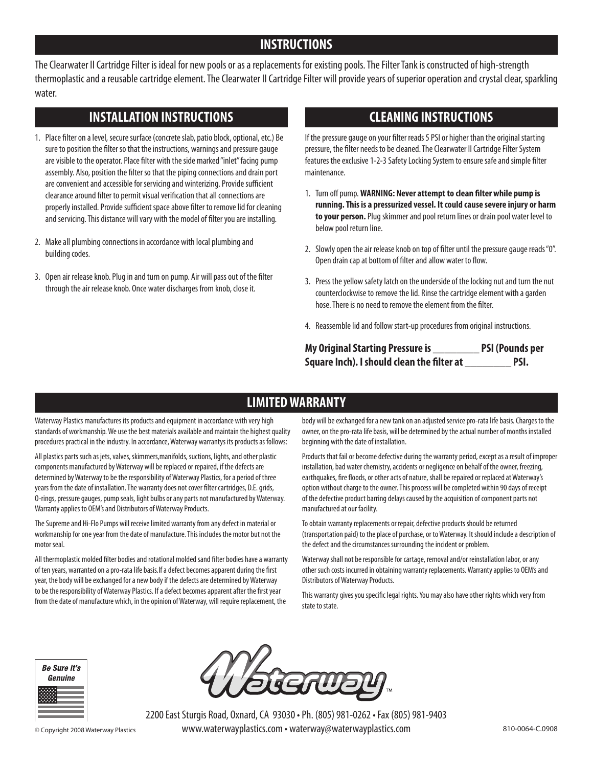## INSTRUCTIONS

The Clearwater II Cartridge Filter is ideal for new pools or as a replacements for existing pools. The Filter Tank is constructed of high-strength thermoplastic and a reusable cartridge element. The Clearwater II Cartridge Filter will provide years of superior operation and crystal clear, sparkling water.

## INSTALLATION INSTRUCTIONS

1. Place filter on a level, secure surface (concrete slab, patio block, optional, etc.) Be sure to position the filter so that the instructions, warnings and pressure gauge are visible to the operator. Place filter with the side marked "inlet" facing pump assembly. Also, position the filter so that the piping connections and drain port are convenient and accessible for servicing and winterizing. Provide sufficient clearance around filter to permit visual verification that all connections are properly installed. Provide sufficient space above filter to remove lid for cleaning and servicing. This distance will vary with the model of filter you are installing.

2. Make all plumbing connections in accordance with local plumbing and building codes.

3. Open air release knob. Plug in and turn on pump. Air will pass out of the filter through the air release knob. Once water discharges from knob, close it.

## CLEANING INSTRUCTIONS

If the pressure gauge on your filter reads 5 PSI or higher than the original starting pressure, the filter needs to be cleaned. The Clearwater II Cartridge Filter System features the exclusive 1-2-3 Safety Locking System to ensure safe and simple filter maintenance.

1. Turn off pump. **WARNING: Never attempt to clean filter while pump is running. This is a pressurized vessel. It could cause severe injury or harm to your person.** Plug skimmer and pool return lines or drain pool water level to below pool return line.

2. Slowly open the air release knob on top of filter until the pressure gauge reads "0". Open drain cap at bottom of filter and allow water to flow.

3. Press the yellow safety latch on the underside of the locking nut and turn the nut counterclockwise to remove the lid. Rinse the cartridge element with a garden hose. There is no need to remove the element from the filter.

4. Reassemble lid and follow start-up procedures from original instructions.

**My Original Starting Pressure is _________ PSI (Pounds per Square Inch). I should clean the filter at _________ PSI.**

## LIMITED WARRANTY

Waterway Plastics manufactures its products and equipment in accordance with very high standards of workmanship. We use the best materials available and maintain the highest quality procedures practical in the industry. In accordance, Waterway warrantys its products as follows:

All plastics parts such as jets, valves, skimmers,manifolds, suctions, lights, and other plastic components manufactured by Waterway will be replaced or repaired, if the defects are determined by Waterway to be the responsibility of Waterway Plastics, for a period of three years from the date of installation. The warranty does not cover filter cartridges, D.E. grids, O-rings, pressure gauges, pump seals, light bulbs or any parts not manufactured by Waterway. Warranty applies to OEM's and Distributors of Waterway Products.

The Supreme and Hi-Flo Pumps will receive limited warranty from any defect in material or workmanship for one year from the date of manufacture. This includes the motor but not the motor seal.

All thermoplastic molded filter bodies and rotational molded sand filter bodies have a warranty of ten years, warranted on a pro-rata life basis.If a defect becomes apparent during the first year, the body will be exchanged for a new body if the defects are determined by Waterway to be the responsibility of Waterway Plastics. If a defect becomes apparent after the first year from the date of manufacture which, in the opinion of Waterway, will require replacement, the body will be exchanged for a new tank on an adjusted service pro-rata life basis. Charges to the owner, on the pro-rata life basis, will be determined by the actual number of months installed beginning with the date of installation.

Products that fail or become defective during the warranty period, except as a result of improper installation, bad water chemistry, accidents or negligence on behalf of the owner, freezing, earthquakes, fire floods, or other acts of nature, shall be repaired or replaced at Waterway's option without charge to the owner. This process will be completed within 90 days of receipt of the defective product barring delays caused by the acquisition of component parts not manufactured at our facility.

To obtain warranty replacements or repair, defective products should be returned (transportation paid) to the place of purchase, or to Waterway. It should include a description of the defect and the circumstances surrounding the incident or problem.

Waterway shall not be responsible for cartage, removal and/or reinstallation labor, or any other such costs incurred in obtaining warranty replacements. Warranty applies to OEM's and Distributors of Waterway Products.

This warranty gives you specific legal rights. You may also have other rights which very from state to state.

*Be Sure it's Genuine*

Waterway™

2200 East Sturgis Road, Oxnard, CA 93030 • Ph. (805) 981-0262 • Fax (805) 981-9403

www.waterwayplastics.com • waterway@waterwayplastics.com

© Copyright 2008 Waterway Plastics

810-0064-C.0908